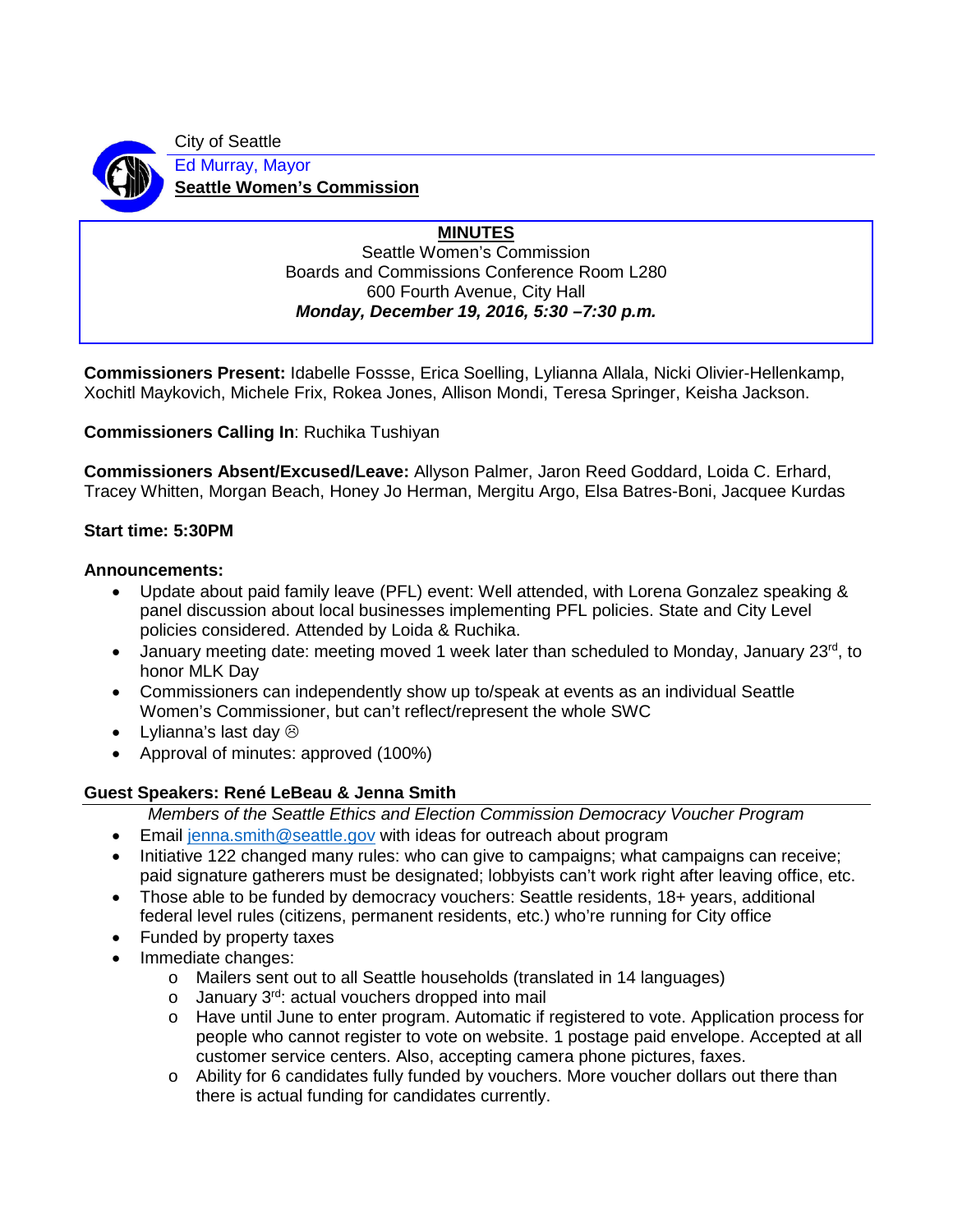City of Seattle

Ed Murray, Mayor

**Seattle Women's Commission**

**MINUTES**

Seattle Women's Commission
Boards and Commissions Conference Room L280
600 Fourth Avenue, City Hall
***Monday, December 19, 2016, 5:30 –7:30 p.m.***

**Commissioners Present:** Idabelle Fossse, Erica Soelling, Lylianna Allala, Nicki Olivier-Hellenkamp, Xochitl Maykovich, Michele Frix, Rokea Jones, Allison Mondi, Teresa Springer, Keisha Jackson.

**Commissioners Calling In**: Ruchika Tushiyan

**Commissioners Absent/Excused/Leave:** Allyson Palmer, Jaron Reed Goddard, Loida C. Erhard, Tracey Whitten, Morgan Beach, Honey Jo Herman, Mergitu Argo, Elsa Batres-Boni, Jacquee Kurdas

**Start time: 5:30PM**

**Announcements:**

- Update about paid family leave (PFL) event: Well attended, with Lorena Gonzalez speaking & panel discussion about local businesses implementing PFL policies. State and City Level policies considered. Attended by Loida & Ruchika.
- January meeting date: meeting moved 1 week later than scheduled to Monday, January 23rd, to honor MLK Day
- Commissioners can independently show up to/speak at events as an individual Seattle Women's Commissioner, but can't reflect/represent the whole SWC
- Lylianna's last day ☹
- Approval of minutes: approved (100%)

**Guest Speakers: René LeBeau & Jenna Smith**

*Members of the Seattle Ethics and Election Commission Democracy Voucher Program*

- Email jenna.smith@seattle.gov with ideas for outreach about program
- Initiative 122 changed many rules: who can give to campaigns; what campaigns can receive; paid signature gatherers must be designated; lobbyists can't work right after leaving office, etc.
- Those able to be funded by democracy vouchers: Seattle residents, 18+ years, additional federal level rules (citizens, permanent residents, etc.) who're running for City office
- Funded by property taxes
- Immediate changes:
  - Mailers sent out to all Seattle households (translated in 14 languages)
  - January 3rd: actual vouchers dropped into mail
  - Have until June to enter program. Automatic if registered to vote. Application process for people who cannot register to vote on website. 1 postage paid envelope. Accepted at all customer service centers. Also, accepting camera phone pictures, faxes.
  - Ability for 6 candidates fully funded by vouchers. More voucher dollars out there than there is actual funding for candidates currently.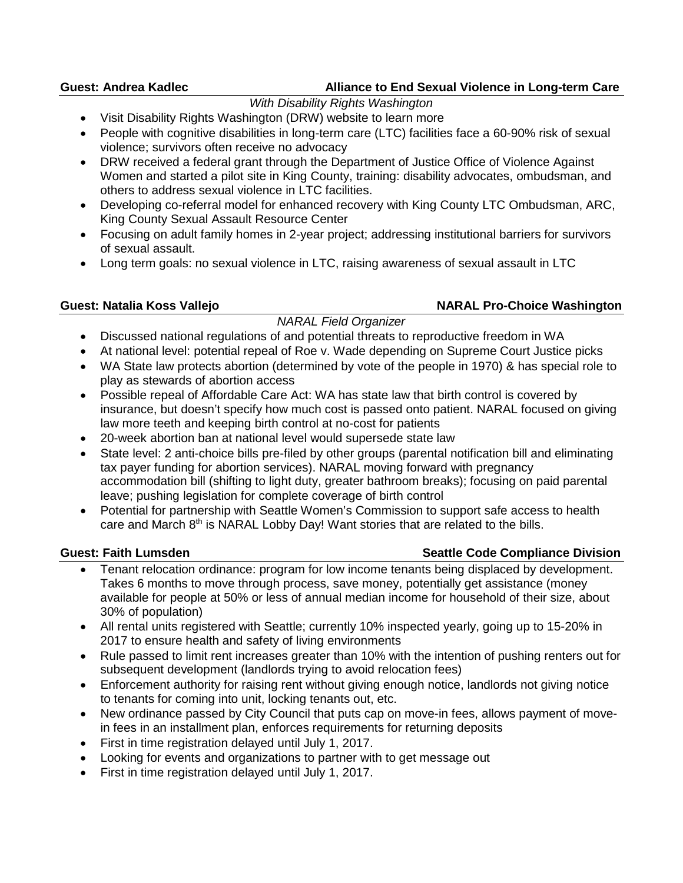**Guest: Andrea Kadlec** **Alliance to End Sexual Violence in Long-term Care**

*With Disability Rights Washington*

- Visit Disability Rights Washington (DRW) website to learn more
- People with cognitive disabilities in long-term care (LTC) facilities face a 60-90% risk of sexual violence; survivors often receive no advocacy
- DRW received a federal grant through the Department of Justice Office of Violence Against Women and started a pilot site in King County, training: disability advocates, ombudsman, and others to address sexual violence in LTC facilities.
- Developing co-referral model for enhanced recovery with King County LTC Ombudsman, ARC, King County Sexual Assault Resource Center
- Focusing on adult family homes in 2-year project; addressing institutional barriers for survivors of sexual assault.
- Long term goals: no sexual violence in LTC, raising awareness of sexual assault in LTC

**Guest: Natalia Koss Vallejo** **NARAL Pro-Choice Washington**

*NARAL Field Organizer*

- Discussed national regulations of and potential threats to reproductive freedom in WA
- At national level: potential repeal of Roe v. Wade depending on Supreme Court Justice picks
- WA State law protects abortion (determined by vote of the people in 1970) & has special role to play as stewards of abortion access
- Possible repeal of Affordable Care Act: WA has state law that birth control is covered by insurance, but doesn't specify how much cost is passed onto patient. NARAL focused on giving law more teeth and keeping birth control at no-cost for patients
- 20-week abortion ban at national level would supersede state law
- State level: 2 anti-choice bills pre-filed by other groups (parental notification bill and eliminating tax payer funding for abortion services). NARAL moving forward with pregnancy accommodation bill (shifting to light duty, greater bathroom breaks); focusing on paid parental leave; pushing legislation for complete coverage of birth control
- Potential for partnership with Seattle Women's Commission to support safe access to health care and March 8th is NARAL Lobby Day! Want stories that are related to the bills.

**Guest: Faith Lumsden** **Seattle Code Compliance Division**

- Tenant relocation ordinance: program for low income tenants being displaced by development. Takes 6 months to move through process, save money, potentially get assistance (money available for people at 50% or less of annual median income for household of their size, about 30% of population)
- All rental units registered with Seattle; currently 10% inspected yearly, going up to 15-20% in 2017 to ensure health and safety of living environments
- Rule passed to limit rent increases greater than 10% with the intention of pushing renters out for subsequent development (landlords trying to avoid relocation fees)
- Enforcement authority for raising rent without giving enough notice, landlords not giving notice to tenants for coming into unit, locking tenants out, etc.
- New ordinance passed by City Council that puts cap on move-in fees, allows payment of move-in fees in an installment plan, enforces requirements for returning deposits
- First in time registration delayed until July 1, 2017.
- Looking for events and organizations to partner with to get message out
- First in time registration delayed until July 1, 2017.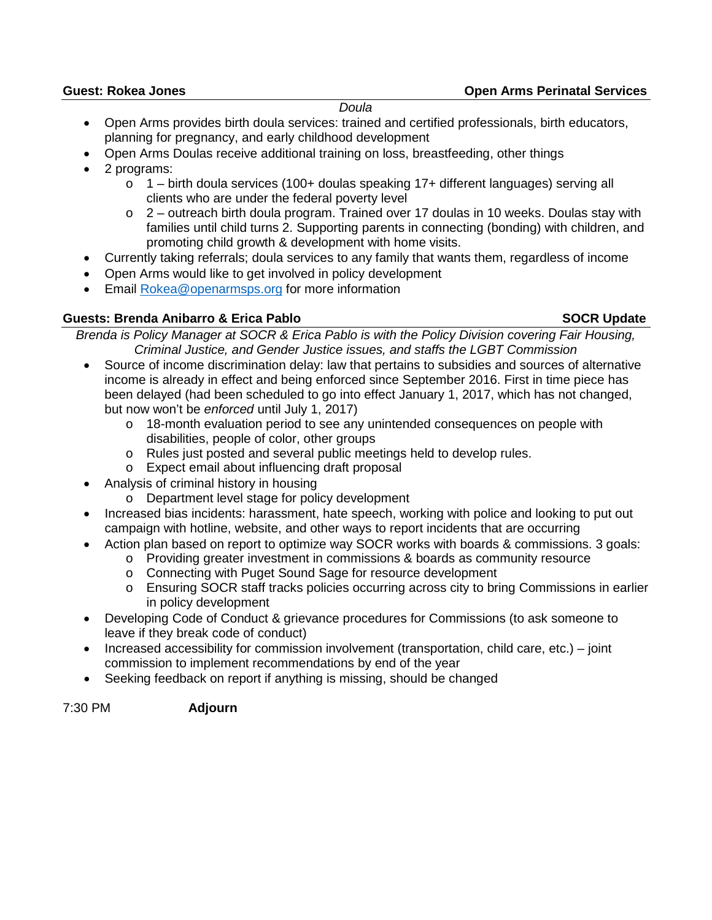**Guest: Rokea Jones** **Open Arms Perinatal Services**

*Doula*

- Open Arms provides birth doula services: trained and certified professionals, birth educators, planning for pregnancy, and early childhood development
- Open Arms Doulas receive additional training on loss, breastfeeding, other things
- 2 programs:
  - 1 – birth doula services (100+ doulas speaking 17+ different languages) serving all clients who are under the federal poverty level
  - 2 – outreach birth doula program. Trained over 17 doulas in 10 weeks. Doulas stay with families until child turns 2. Supporting parents in connecting (bonding) with children, and promoting child growth & development with home visits.
- Currently taking referrals; doula services to any family that wants them, regardless of income
- Open Arms would like to get involved in policy development
- Email [Rokea@openarmsps.org](mailto:Rokea@openarmsps.org) for more information

**Guests: Brenda Anibarro & Erica Pablo** **SOCR Update**

*Brenda is Policy Manager at SOCR & Erica Pablo is with the Policy Division covering Fair Housing, Criminal Justice, and Gender Justice issues, and staffs the LGBT Commission*

- Source of income discrimination delay: law that pertains to subsidies and sources of alternative income is already in effect and being enforced since September 2016. First in time piece has been delayed (had been scheduled to go into effect January 1, 2017, which has not changed, but now won't be *enforced* until July 1, 2017)
  - 18-month evaluation period to see any unintended consequences on people with disabilities, people of color, other groups
  - Rules just posted and several public meetings held to develop rules.
  - Expect email about influencing draft proposal
- Analysis of criminal history in housing
  - Department level stage for policy development
- Increased bias incidents: harassment, hate speech, working with police and looking to put out campaign with hotline, website, and other ways to report incidents that are occurring
- Action plan based on report to optimize way SOCR works with boards & commissions. 3 goals:
  - Providing greater investment in commissions & boards as community resource
  - Connecting with Puget Sound Sage for resource development
  - Ensuring SOCR staff tracks policies occurring across city to bring Commissions in earlier in policy development
- Developing Code of Conduct & grievance procedures for Commissions (to ask someone to leave if they break code of conduct)
- Increased accessibility for commission involvement (transportation, child care, etc.) – joint commission to implement recommendations by end of the year
- Seeking feedback on report if anything is missing, should be changed

7:30 PM **Adjourn**